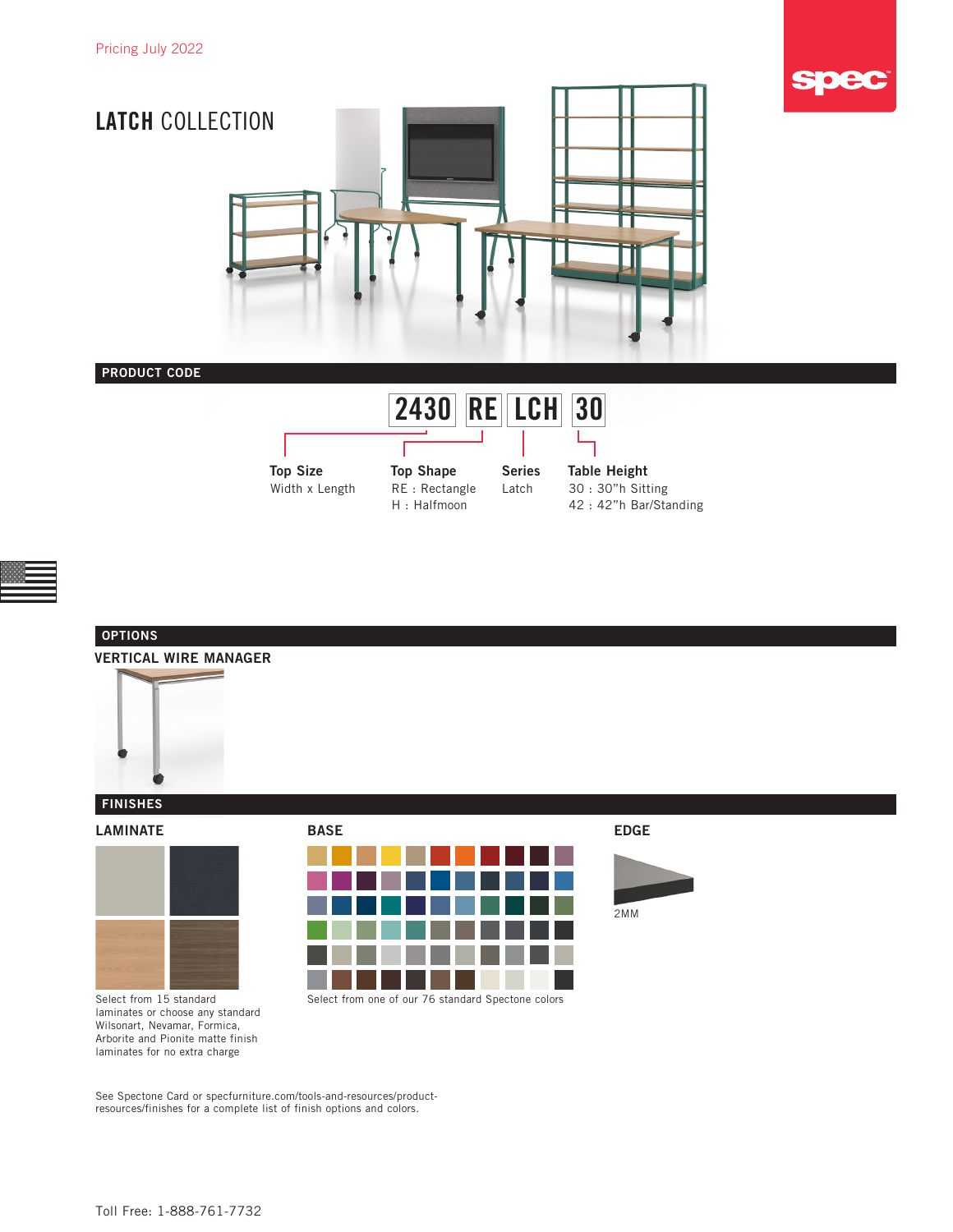Pricing July 2022

# LATCH COLLECTION

## PRODUCT CODE

**2430 RE LCH 30**

| Top Size | Top Shape | Series | Table Height |
|---|---|---|---|
| Width x Length | RE : Rectangle | Latch | 30 : 30"h Sitting |
| | H : Halfmoon | | 42 : 42"h Bar/Standing |

## OPTIONS

### VERTICAL WIRE MANAGER

## FINISHES

### LAMINATE

Select from 15 standard laminates or choose any standard Wilsonart, Nevamar, Formica, Arborite and Pionite matte finish laminates for no extra charge

### BASE

Select from one of our 76 standard Spectone colors

### EDGE

2MM

See Spectone Card or specfurniture.com/tools-and-resources/product-resources/finishes for a complete list of finish options and colors.

Toll Free: 1-888-761-7732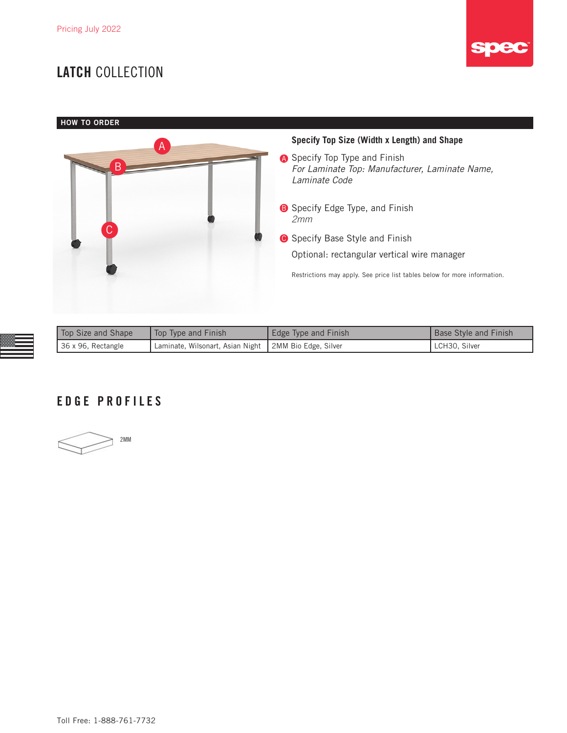Pricing July 2022

# LATCH COLLECTION

## HOW TO ORDER

**Specify Top Size (Width x Length) and Shape**

A Specify Top Type and Finish
*For Laminate Top: Manufacturer, Laminate Name, Laminate Code*

B Specify Edge Type, and Finish
*2mm*

C Specify Base Style and Finish

Optional: rectangular vertical wire manager

Restrictions may apply. See price list tables below for more information.

| Top Size and Shape | Top Type and Finish | Edge Type and Finish | Base Style and Finish |
|---|---|---|---|
| 36 x 96, Rectangle | Laminate, Wilsonart, Asian Night | 2MM Bio Edge, Silver | LCH30, Silver |

## EDGE PROFILES

2MM

Toll Free: 1-888-761-7732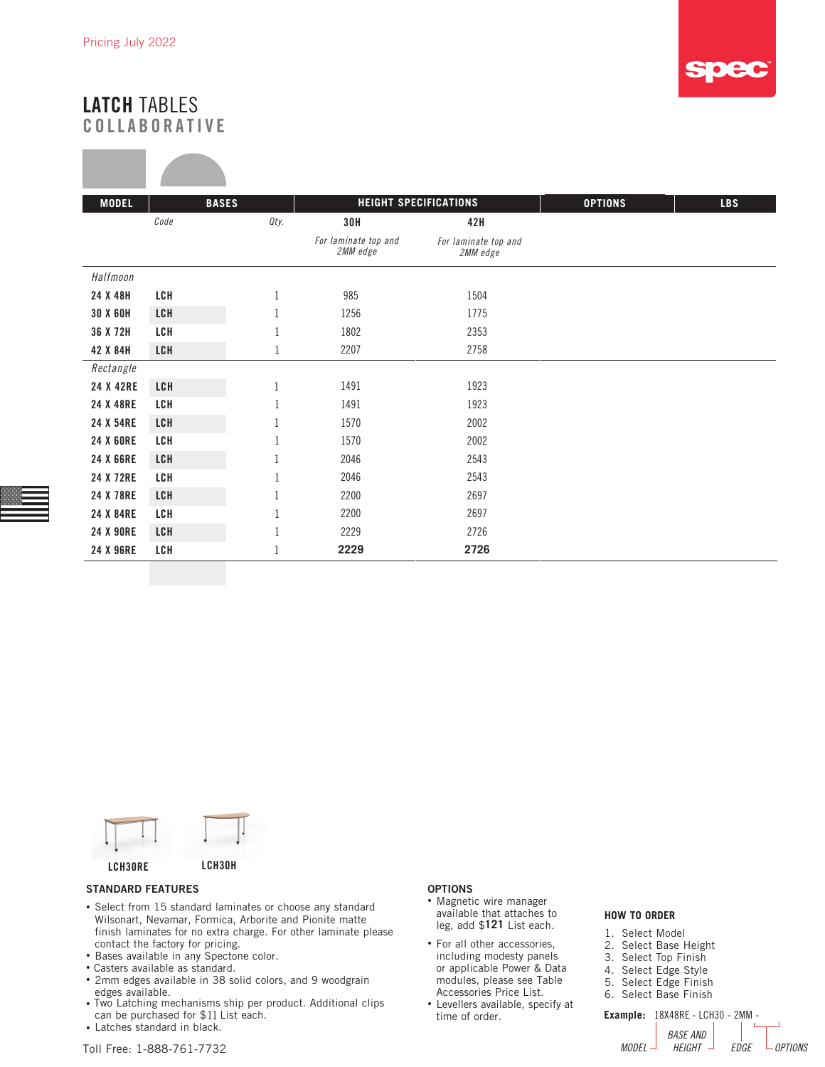Pricing July 2022

# LATCH TABLES
## COLLABORATIVE

| MODEL | BASES | | HEIGHT SPECIFICATIONS | | OPTIONS | LBS |
|---|---|---|---|---|---|---|
| | *Code* | *Qty.* | **30H** | **42H** | | |
| | | | *For laminate top and 2MM edge* | *For laminate top and 2MM edge* | | |
| *Halfmoon* | | | | | | |
| **24 X 48H** | **LCH** | 1 | 985 | 1504 | | |
| **30 X 60H** | **LCH** | 1 | 1256 | 1775 | | |
| **36 X 72H** | **LCH** | 1 | 1802 | 2353 | | |
| **42 X 84H** | **LCH** | 1 | 2207 | 2758 | | |
| *Rectangle* | | | | | | |
| **24 X 42RE** | **LCH** | 1 | 1491 | 1923 | | |
| **24 X 48RE** | **LCH** | 1 | 1491 | 1923 | | |
| **24 X 54RE** | **LCH** | 1 | 1570 | 2002 | | |
| **24 X 60RE** | **LCH** | 1 | 1570 | 2002 | | |
| **24 X 66RE** | **LCH** | 1 | 2046 | 2543 | | |
| **24 X 72RE** | **LCH** | 1 | 2046 | 2543 | | |
| **24 X 78RE** | **LCH** | 1 | 2200 | 2697 | | |
| **24 X 84RE** | **LCH** | 1 | 2200 | 2697 | | |
| **24 X 90RE** | **LCH** | 1 | 2229 | 2726 | | |
| **24 X 96RE** | **LCH** | 1 | **2229** | **2726** | | |

**LCH30RE** **LCH30H**

### STANDARD FEATURES

- Select from 15 standard laminates or choose any standard Wilsonart, Nevamar, Formica, Arborite and Pionite matte finish laminates for no extra charge. For other laminate please contact the factory for pricing.
- Bases available in any Spectone color.
- Casters available as standard.
- 2mm edges available in 38 solid colors, and 9 woodgrain edges available.
- Two Latching mechanisms ship per product. Additional clips can be purchased for $11 List each.
- Latches standard in black.

### OPTIONS

- Magnetic wire manager available that attaches to leg, add $**121** List each.
- For all other accessories, including modesty panels or applicable Power & Data modules, please see Table Accessories Price List.
- Levellers available, specify at time of order.

### HOW TO ORDER

1. Select Model
2. Select Base Height
3. Select Top Finish
4. Select Edge Style
5. Select Edge Finish
6. Select Base Finish

**Example:** 18X48RE - LCH30 - 2MM -

*MODEL* — *BASE AND HEIGHT* — *EDGE* — *OPTIONS*

Toll Free: 1-888-761-7732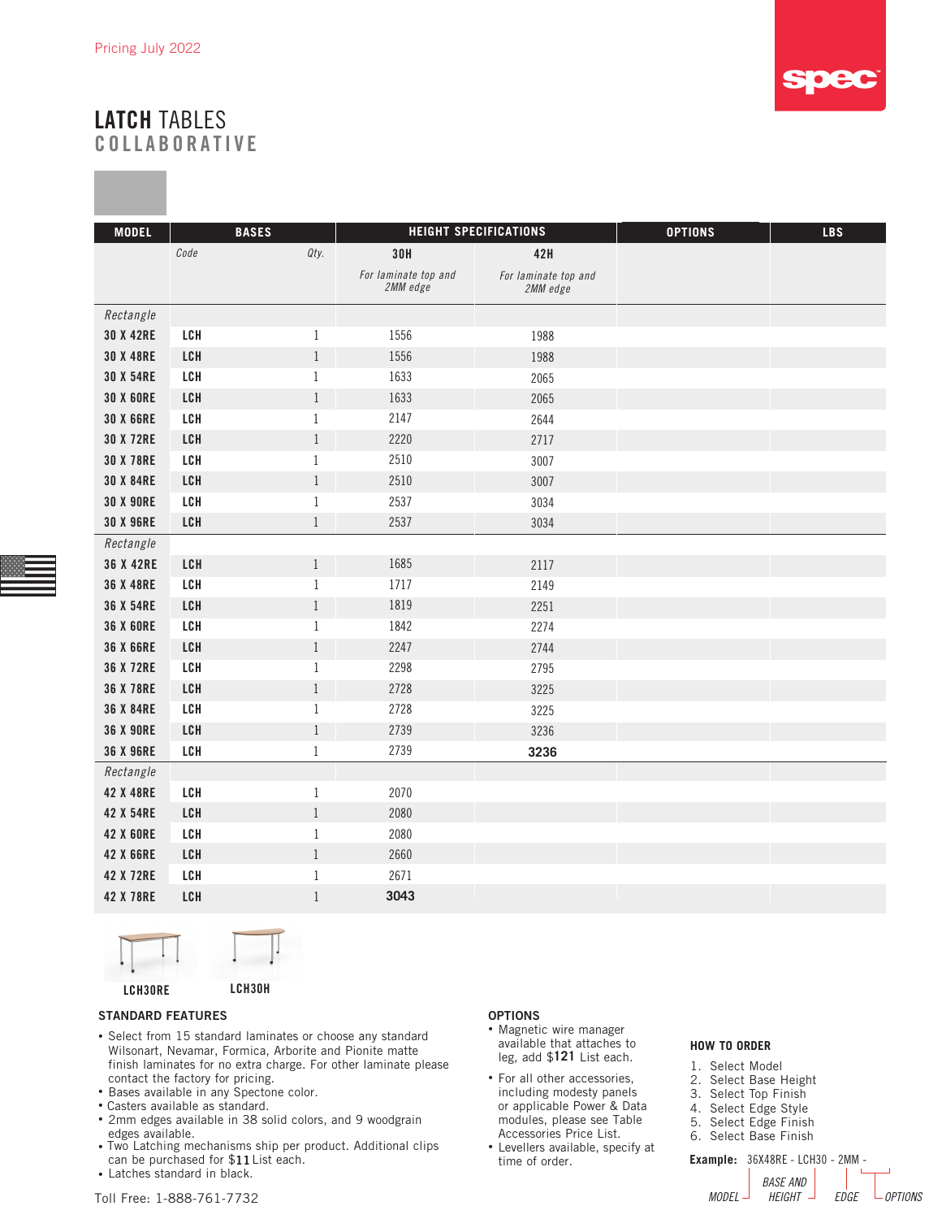Pricing July 2022

# LATCH TABLES
## COLLABORATIVE

| MODEL | BASES | | HEIGHT SPECIFICATIONS | | OPTIONS | LBS |
|---|---|---|---|---|---|---|
| | Code | Qty. | 30H | 42H | | |
| | | | For laminate top and 2MM edge | For laminate top and 2MM edge | | |
| Rectangle | | | | | | |
| 30 X 42RE | LCH | 1 | 1556 | 1988 | | |
| 30 X 48RE | LCH | 1 | 1556 | 1988 | | |
| 30 X 54RE | LCH | 1 | 1633 | 2065 | | |
| 30 X 60RE | LCH | 1 | 1633 | 2065 | | |
| 30 X 66RE | LCH | 1 | 2147 | 2644 | | |
| 30 X 72RE | LCH | 1 | 2220 | 2717 | | |
| 30 X 78RE | LCH | 1 | 2510 | 3007 | | |
| 30 X 84RE | LCH | 1 | 2510 | 3007 | | |
| 30 X 90RE | LCH | 1 | 2537 | 3034 | | |
| 30 X 96RE | LCH | 1 | 2537 | 3034 | | |
| Rectangle | | | | | | |
| 36 X 42RE | LCH | 1 | 1685 | 2117 | | |
| 36 X 48RE | LCH | 1 | 1717 | 2149 | | |
| 36 X 54RE | LCH | 1 | 1819 | 2251 | | |
| 36 X 60RE | LCH | 1 | 1842 | 2274 | | |
| 36 X 66RE | LCH | 1 | 2247 | 2744 | | |
| 36 X 72RE | LCH | 1 | 2298 | 2795 | | |
| 36 X 78RE | LCH | 1 | 2728 | 3225 | | |
| 36 X 84RE | LCH | 1 | 2728 | 3225 | | |
| 36 X 90RE | LCH | 1 | 2739 | 3236 | | |
| 36 X 96RE | LCH | 1 | 2739 | 3236 | | |
| Rectangle | | | | | | |
| 42 X 48RE | LCH | 1 | 2070 | | | |
| 42 X 54RE | LCH | 1 | 2080 | | | |
| 42 X 60RE | LCH | 1 | 2080 | | | |
| 42 X 66RE | LCH | 1 | 2660 | | | |
| 42 X 72RE | LCH | 1 | 2671 | | | |
| 42 X 78RE | LCH | 1 | 3043 | | | |

LCH30RE LCH30H

### STANDARD FEATURES

- Select from 15 standard laminates or choose any standard Wilsonart, Nevamar, Formica, Arborite and Pionite matte finish laminates for no extra charge. For other laminate please contact the factory for pricing.
- Bases available in any Spectone color.
- Casters available as standard.
- 2mm edges available in 38 solid colors, and 9 woodgrain edges available.
- Two Latching mechanisms ship per product. Additional clips can be purchased for $11 List each.
- Latches standard in black.

### OPTIONS

- Magnetic wire manager available that attaches to leg, add $121 List each.
- For all other accessories, including modesty panels or applicable Power & Data modules, please see Table Accessories Price List.
- Levellers available, specify at time of order.

### HOW TO ORDER

1. Select Model
2. Select Base Height
3. Select Top Finish
4. Select Edge Style
5. Select Edge Finish
6. Select Base Finish

**Example:** 36X48RE - LCH30 - 2MM -

MODEL / BASE AND HEIGHT / EDGE / OPTIONS

Toll Free: 1-888-761-7732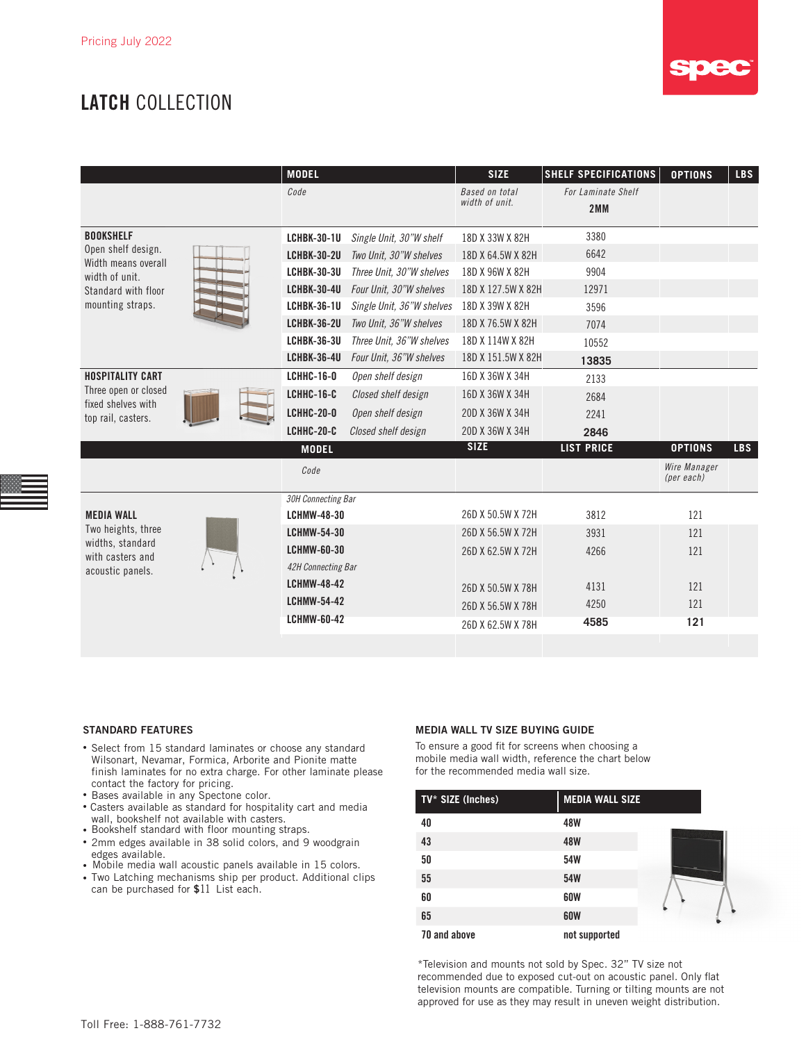Pricing July 2022

# LATCH COLLECTION

| | MODEL | | SIZE | SHELF SPECIFICATIONS | OPTIONS | LBS |
|---|---|---|---|---|---|---|
| | *Code* | | *Based on total width of unit.* | *For Laminate Shelf* **2MM** | | |
| **BOOKSHELF** Open shelf design. Width means overall width of unit. Standard with floor mounting straps. | **LCHBK-30-1U** | *Single Unit, 30"W shelf* | 18D X 33W X 82H | 3380 | | |
| | **LCHBK-30-2U** | *Two Unit, 30"W shelves* | 18D X 64.5W X 82H | 6642 | | |
| | **LCHBK-30-3U** | *Three Unit, 30"W shelves* | 18D X 96W X 82H | 9904 | | |
| | **LCHBK-30-4U** | *Four Unit, 30"W shelves* | 18D X 127.5W X 82H | 12971 | | |
| | **LCHBK-36-1U** | *Single Unit, 36"W shelves* | 18D X 39W X 82H | 3596 | | |
| | **LCHBK-36-2U** | *Two Unit, 36"W shelves* | 18D X 76.5W X 82H | 7074 | | |
| | **LCHBK-36-3U** | *Three Unit, 36"W shelves* | 18D X 114W X 82H | 10552 | | |
| | **LCHBK-36-4U** | *Four Unit, 36"W shelves* | 18D X 151.5W X 82H | 13835 | | |
| **HOSPITALITY CART** Three open or closed fixed shelves with top rail, casters. | **LCHHC-16-O** | *Open shelf design* | 16D X 36W X 34H | 2133 | | |
| | **LCHHC-16-C** | *Closed shelf design* | 16D X 36W X 34H | 2684 | | |
| | **LCHHC-20-O** | *Open shelf design* | 20D X 36W X 34H | 2241 | | |
| | **LCHHC-20-C** | *Closed shelf design* | 20D X 36W X 34H | 2846 | | |

| | MODEL | SIZE | LIST PRICE | OPTIONS | LBS |
|---|---|---|---|---|---|
| | *Code* | | | *Wire Manager (per each)* | |
| **MEDIA WALL** Two heights, three widths, standard with casters and acoustic panels. | *30H Connecting Bar* | | | | |
| | **LCHMW-48-30** | 26D X 50.5W X 72H | 3812 | 121 | |
| | **LCHMW-54-30** | 26D X 56.5W X 72H | 3931 | 121 | |
| | **LCHMW-60-30** | 26D X 62.5W X 72H | 4266 | 121 | |
| | *42H Connecting Bar* | | | | |
| | **LCHMW-48-42** | 26D X 50.5W X 78H | 4131 | 121 | |
| | **LCHMW-54-42** | 26D X 56.5W X 78H | 4250 | 121 | |
| | **LCHMW-60-42** | 26D X 62.5W X 78H | 4585 | 121 | |

## STANDARD FEATURES

- Select from 15 standard laminates or choose any standard Wilsonart, Nevamar, Formica, Arborite and Pionite matte finish laminates for no extra charge. For other laminate please contact the factory for pricing.
- Bases available in any Spectone color.
- Casters available as standard for hospitality cart and media wall, bookshelf not available with casters.
- Bookshelf standard with floor mounting straps.
- 2mm edges available in 38 solid colors, and 9 woodgrain edges available.
- Mobile media wall acoustic panels available in 15 colors.
- Two Latching mechanisms ship per product. Additional clips can be purchased for $11 List each.

## MEDIA WALL TV SIZE BUYING GUIDE

To ensure a good fit for screens when choosing a mobile media wall width, reference the chart below for the recommended media wall size.

| TV* SIZE (Inches) | MEDIA WALL SIZE |
|---|---|
| 40 | 48W |
| 43 | 48W |
| 50 | 54W |
| 55 | 54W |
| 60 | 60W |
| 65 | 60W |
| 70 and above | not supported |

*Television and mounts not sold by Spec. 32" TV size not recommended due to exposed cut-out on acoustic panel. Only flat television mounts are compatible. Turning or tilting mounts are not approved for use as they may result in uneven weight distribution.

Toll Free: 1-888-761-7732